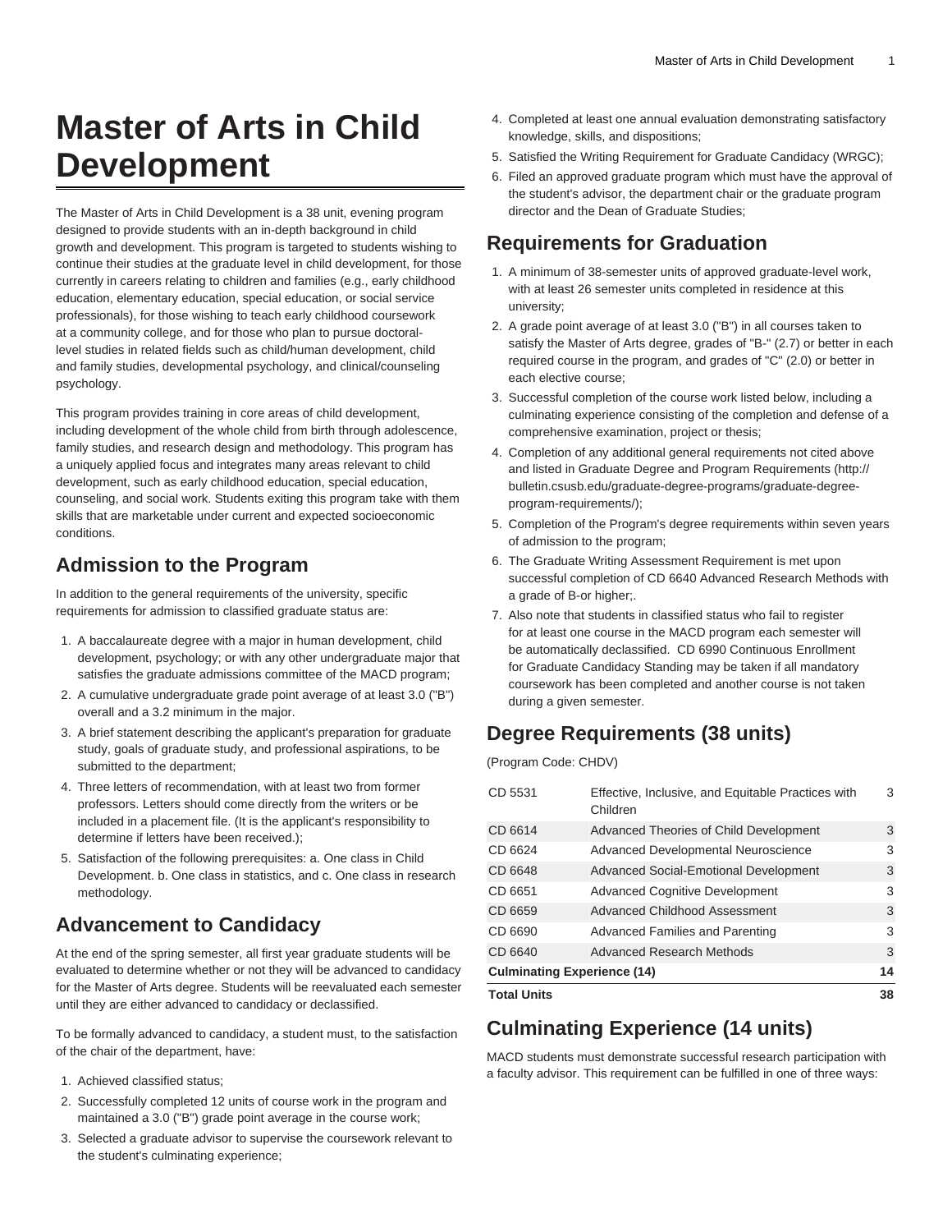# Master of Arts in Child Development

The Master of Arts in Child Development is a 38 unit, evening program designed to provide students with an in-depth background in child growth and development. This program is targeted to students wishing to continue their studies at the graduate level in child development, for those currently in careers relating to children and families (e.g., early childhood education, elementary education, special education, or social service professionals), for those wishing to teach early childhood coursework at a community college, and for those who plan to pursue doctoral-level studies in related fields such as child/human development, child and family studies, developmental psychology, and clinical/counseling psychology.

This program provides training in core areas of child development, including development of the whole child from birth through adolescence, family studies, and research design and methodology. This program has a uniquely applied focus and integrates many areas relevant to child development, such as early childhood education, special education, counseling, and social work. Students exiting this program take with them skills that are marketable under current and expected socioeconomic conditions.

## Admission to the Program

In addition to the general requirements of the university, specific requirements for admission to classified graduate status are:

1. A baccalaureate degree with a major in human development, child development, psychology; or with any other undergraduate major that satisfies the graduate admissions committee of the MACD program;
2. A cumulative undergraduate grade point average of at least 3.0 ("B") overall and a 3.2 minimum in the major.
3. A brief statement describing the applicant's preparation for graduate study, goals of graduate study, and professional aspirations, to be submitted to the department;
4. Three letters of recommendation, with at least two from former professors. Letters should come directly from the writers or be included in a placement file. (It is the applicant's responsibility to determine if letters have been received.);
5. Satisfaction of the following prerequisites: a. One class in Child Development. b. One class in statistics, and c. One class in research methodology.

## Advancement to Candidacy

At the end of the spring semester, all first year graduate students will be evaluated to determine whether or not they will be advanced to candidacy for the Master of Arts degree. Students will be reevaluated each semester until they are either advanced to candidacy or declassified.

To be formally advanced to candidacy, a student must, to the satisfaction of the chair of the department, have:

1. Achieved classified status;
2. Successfully completed 12 units of course work in the program and maintained a 3.0 ("B") grade point average in the course work;
3. Selected a graduate advisor to supervise the coursework relevant to the student's culminating experience;
4. Completed at least one annual evaluation demonstrating satisfactory knowledge, skills, and dispositions;
5. Satisfied the Writing Requirement for Graduate Candidacy (WRGC);
6. Filed an approved graduate program which must have the approval of the student's advisor, the department chair or the graduate program director and the Dean of Graduate Studies;

## Requirements for Graduation

1. A minimum of 38-semester units of approved graduate-level work, with at least 26 semester units completed in residence at this university;
2. A grade point average of at least 3.0 ("B") in all courses taken to satisfy the Master of Arts degree, grades of "B-" (2.7) or better in each required course in the program, and grades of "C" (2.0) or better in each elective course;
3. Successful completion of the course work listed below, including a culminating experience consisting of the completion and defense of a comprehensive examination, project or thesis;
4. Completion of any additional general requirements not cited above and listed in Graduate Degree and Program Requirements (http://bulletin.csusb.edu/graduate-degree-programs/graduate-degree-program-requirements/);
5. Completion of the Program's degree requirements within seven years of admission to the program;
6. The Graduate Writing Assessment Requirement is met upon successful completion of CD 6640 Advanced Research Methods with a grade of B-or higher;.
7. Also note that students in classified status who fail to register for at least one course in the MACD program each semester will be automatically declassified. CD 6990 Continuous Enrollment for Graduate Candidacy Standing may be taken if all mandatory coursework has been completed and another course is not taken during a given semester.

## Degree Requirements (38 units)

(Program Code: CHDV)

| | | |
|---|---|---|
| CD 5531 | Effective, Inclusive, and Equitable Practices with Children | 3 |
| CD 6614 | Advanced Theories of Child Development | 3 |
| CD 6624 | Advanced Developmental Neuroscience | 3 |
| CD 6648 | Advanced Social-Emotional Development | 3 |
| CD 6651 | Advanced Cognitive Development | 3 |
| CD 6659 | Advanced Childhood Assessment | 3 |
| CD 6690 | Advanced Families and Parenting | 3 |
| CD 6640 | Advanced Research Methods | 3 |
| **Culminating Experience (14)** | | **14** |
| **Total Units** | | **38** |

## Culminating Experience (14 units)

MACD students must demonstrate successful research participation with a faculty advisor. This requirement can be fulfilled in one of three ways: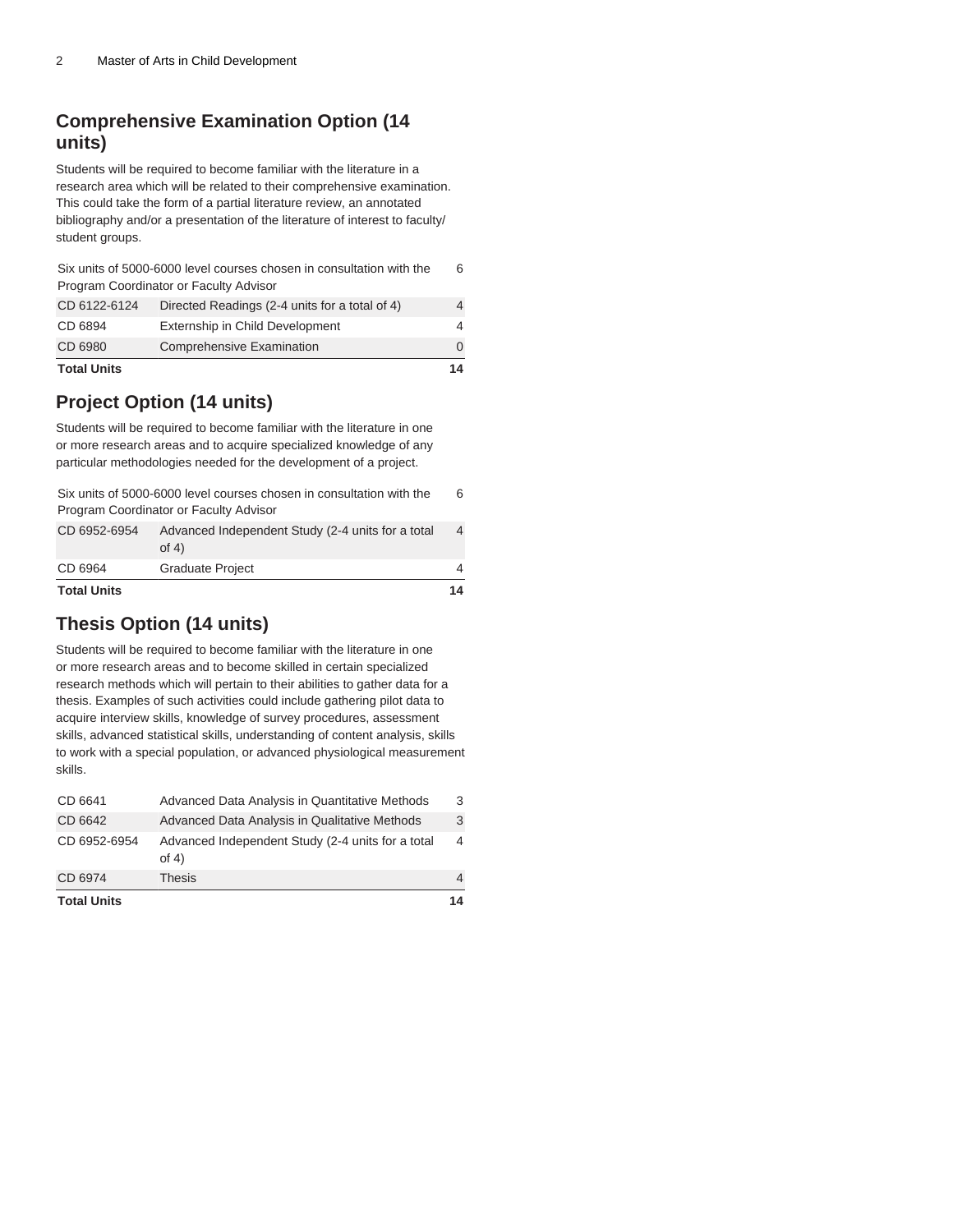## Comprehensive Examination Option (14 units)

Students will be required to become familiar with the literature in a research area which will be related to their comprehensive examination. This could take the form of a partial literature review, an annotated bibliography and/or a presentation of the literature of interest to faculty/ student groups.

| | | |
|---|---|---|
| Six units of 5000-6000 level courses chosen in consultation with the Program Coordinator or Faculty Advisor | | 6 |
| CD 6122-6124 | Directed Readings (2-4 units for a total of 4) | 4 |
| CD 6894 | Externship in Child Development | 4 |
| CD 6980 | Comprehensive Examination | 0 |
| **Total Units** | | **14** |

## Project Option (14 units)

Students will be required to become familiar with the literature in one or more research areas and to acquire specialized knowledge of any particular methodologies needed for the development of a project.

| | | |
|---|---|---|
| Six units of 5000-6000 level courses chosen in consultation with the Program Coordinator or Faculty Advisor | | 6 |
| CD 6952-6954 | Advanced Independent Study (2-4 units for a total of 4) | 4 |
| CD 6964 | Graduate Project | 4 |
| **Total Units** | | **14** |

## Thesis Option (14 units)

Students will be required to become familiar with the literature in one or more research areas and to become skilled in certain specialized research methods which will pertain to their abilities to gather data for a thesis. Examples of such activities could include gathering pilot data to acquire interview skills, knowledge of survey procedures, assessment skills, advanced statistical skills, understanding of content analysis, skills to work with a special population, or advanced physiological measurement skills.

| | | |
|---|---|---|
| CD 6641 | Advanced Data Analysis in Quantitative Methods | 3 |
| CD 6642 | Advanced Data Analysis in Qualitative Methods | 3 |
| CD 6952-6954 | Advanced Independent Study (2-4 units for a total of 4) | 4 |
| CD 6974 | Thesis | 4 |
| **Total Units** | | **14** |